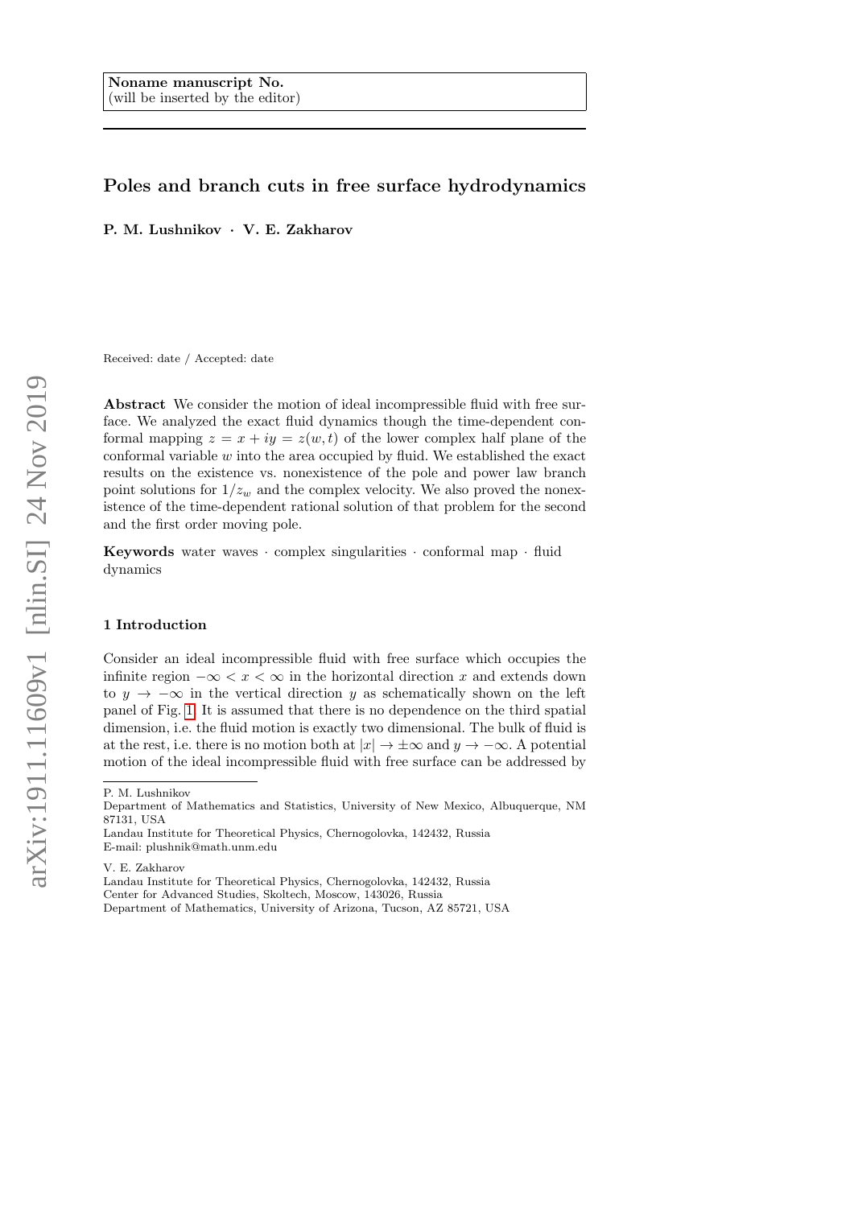**Noname manuscript No.**
(will be inserted by the editor)

# Poles and branch cuts in free surface hydrodynamics

**P. M. Lushnikov · V. E. Zakharov**

Received: date / Accepted: date

**Abstract** We consider the motion of ideal incompressible fluid with free surface. We analyzed the exact fluid dynamics though the time-dependent conformal mapping $z = x + iy = z(w, t)$ of the lower complex half plane of the conformal variable $w$ into the area occupied by fluid. We established the exact results on the existence vs. nonexistence of the pole and power law branch point solutions for $1/z_w$ and the complex velocity. We also proved the nonexistence of the time-dependent rational solution of that problem for the second and the first order moving pole.

**Keywords** water waves · complex singularities · conformal map · fluid dynamics

## 1 Introduction

Consider an ideal incompressible fluid with free surface which occupies the infinite region $-\infty < x < \infty$ in the horizontal direction $x$ and extends down to $y \to -\infty$ in the vertical direction $y$ as schematically shown on the left panel of Fig. 1. It is assumed that there is no dependence on the third spatial dimension, i.e. the fluid motion is exactly two dimensional. The bulk of fluid is at the rest, i.e. there is no motion both at $|x| \to \pm\infty$ and $y \to -\infty$. A potential motion of the ideal incompressible fluid with free surface can be addressed by

---

P. M. Lushnikov
Department of Mathematics and Statistics, University of New Mexico, Albuquerque, NM 87131, USA
Landau Institute for Theoretical Physics, Chernogolovka, 142432, Russia
E-mail: plushnik@math.unm.edu

V. E. Zakharov
Landau Institute for Theoretical Physics, Chernogolovka, 142432, Russia
Center for Advanced Studies, Skoltech, Moscow, 143026, Russia
Department of Mathematics, University of Arizona, Tucson, AZ 85721, USA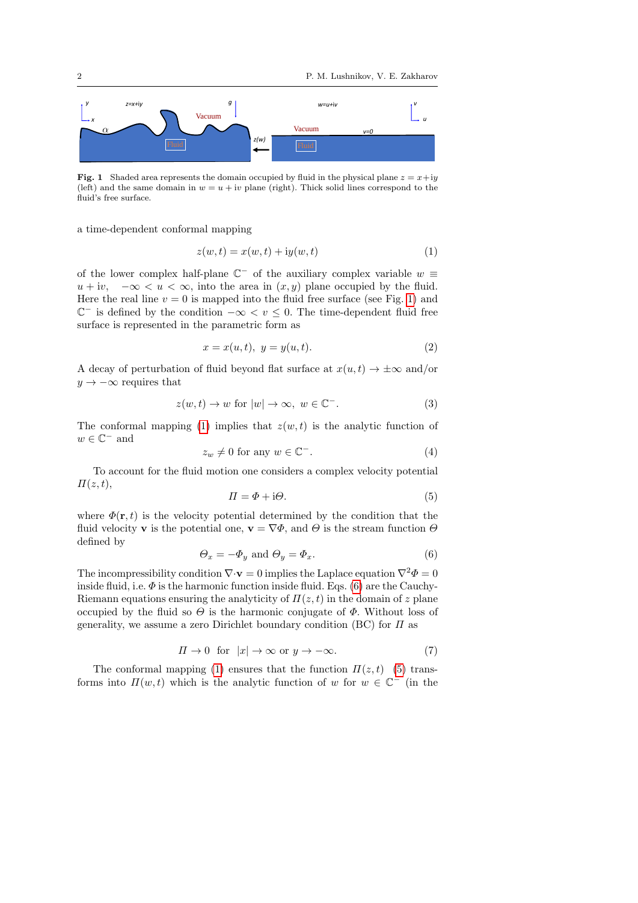**Fig. 1** Shaded area represents the domain occupied by fluid in the physical plane $z = x+iy$ (left) and the same domain in $w = u + iv$ plane (right). Thick solid lines correspond to the fluid's free surface.

a time-dependent conformal mapping

$$z(w,t) = x(w,t) + \mathrm{i}y(w,t) \tag{1}$$

of the lower complex half-plane $\mathbb{C}^-$ of the auxiliary complex variable $w \equiv u + \mathrm{i}v, \quad -\infty < u < \infty$, into the area in $(x, y)$ plane occupied by the fluid. Here the real line $v = 0$ is mapped into the fluid free surface (see Fig. 1) and $\mathbb{C}^-$ is defined by the condition $-\infty < v \leq 0$. The time-dependent fluid free surface is represented in the parametric form as

$$x = x(u,t), \;\; y = y(u,t). \tag{2}$$

A decay of perturbation of fluid beyond flat surface at $x(u,t) \to \pm\infty$ and/or $y \to -\infty$ requires that

$$z(w,t) \to w \text{ for } |w| \to \infty, \;\; w \in \mathbb{C}^-. \tag{3}$$

The conformal mapping (1) implies that $z(w,t)$ is the analytic function of $w \in \mathbb{C}^-$ and

$$z_w \neq 0 \text{ for any } w \in \mathbb{C}^-. \tag{4}$$

To account for the fluid motion one considers a complex velocity potential $\Pi(z,t)$,

$$\Pi = \Phi + \mathrm{i}\Theta. \tag{5}$$

where $\Phi(\mathbf{r},t)$ is the velocity potential determined by the condition that the fluid velocity $\mathbf{v}$ is the potential one, $\mathbf{v} = \nabla\Phi$, and $\Theta$ is the stream function $\Theta$ defined by

$$\Theta_x = -\Phi_y \text{ and } \Theta_y = \Phi_x. \tag{6}$$

The incompressibility condition $\nabla\cdot\mathbf{v} = 0$ implies the Laplace equation $\nabla^2\Phi = 0$ inside fluid, i.e. $\Phi$ is the harmonic function inside fluid. Eqs. (6) are the Cauchy-Riemann equations ensuring the analyticity of $\Pi(z,t)$ in the domain of $z$ plane occupied by the fluid so $\Theta$ is the harmonic conjugate of $\Phi$. Without loss of generality, we assume a zero Dirichlet boundary condition (BC) for $\Pi$ as

$$\Pi \to 0 \;\; \text{for} \;\; |x| \to \infty \text{ or } y \to -\infty. \tag{7}$$

The conformal mapping (1) ensures that the function $\Pi(z,t)$ (5) transforms into $\Pi(w,t)$ which is the analytic function of $w$ for $w \in \mathbb{C}^-$ (in the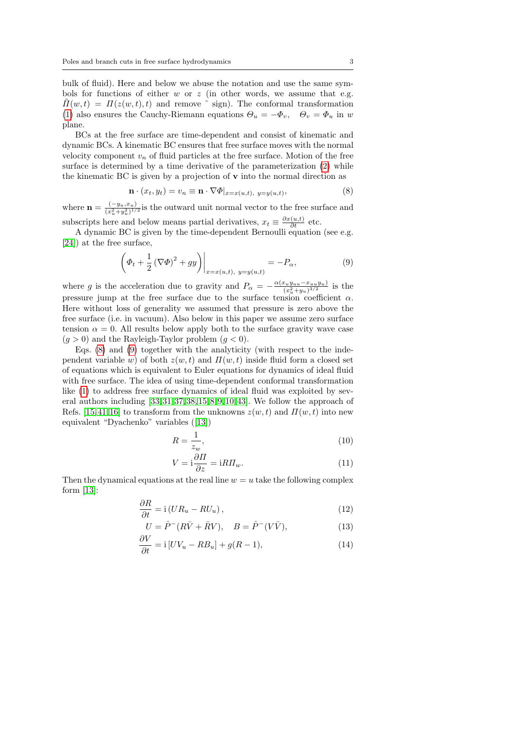bulk of fluid). Here and below we abuse the notation and use the same symbols for functions of either $w$ or $z$ (in other words, we assume that e.g. $\tilde{\Pi}(w,t) = \Pi(z(w,t),t)$ and remove $\tilde{}$ sign). The conformal transformation (1) also ensures the Cauchy-Riemann equations $\Theta_u = -\Phi_v, \quad \Theta_v = \Phi_u$ in $w$ plane.

BCs at the free surface are time-dependent and consist of kinematic and dynamic BCs. A kinematic BC ensures that free surface moves with the normal velocity component $v_n$ of fluid particles at the free surface. Motion of the free surface is determined by a time derivative of the parameterization (2) while the kinematic BC is given by a projection of $\mathbf{v}$ into the normal direction as

$$\mathbf{n} \cdot (x_t, y_t) = v_n \equiv \mathbf{n} \cdot \nabla \Phi|_{x=x(u,t),\ y=y(u,t)}, \tag{8}$$

where $\mathbf{n} = \frac{(-y_u, x_u)}{(x_u^2+y_u^2)^{1/2}}$ is the outward unit normal vector to the free surface and subscripts here and below means partial derivatives, $x_t \equiv \frac{\partial x(u,t)}{\partial t}$ etc.

A dynamic BC is given by the time-dependent Bernoulli equation (see e.g. [24]) at the free surface,

$$\left.\left(\Phi_t + \frac{1}{2}\left(\nabla\Phi\right)^2 + gy\right)\right|_{x=x(u,t),\ y=y(u,t)} = -P_\alpha, \tag{9}$$

where $g$ is the acceleration due to gravity and $P_\alpha = -\frac{\alpha(x_u y_{uu} - x_{uu} y_u)}{(x_u^2+y_u)^{3/2}}$ is the pressure jump at the free surface due to the surface tension coefficient $\alpha$. Here without loss of generality we assumed that pressure is zero above the free surface (i.e. in vacuum). Also below in this paper we assume zero surface tension $\alpha = 0$. All results below apply both to the surface gravity wave case ($g > 0$) and the Rayleigh-Taylor problem ($g < 0$).

Eqs. (8) and (9) together with the analyticity (with respect to the independent variable $w$) of both $z(w,t)$ and $\Pi(w,t)$ inside fluid form a closed set of equations which is equivalent to Euler equations for dynamics of ideal fluid with free surface. The idea of using time-dependent conformal transformation like (1) to address free surface dynamics of ideal fluid was exploited by several authors including [33,31,37,38,15,8,9,10,43]. We follow the approach of Refs. [15,41,16] to transform from the unknowns $z(w,t)$ and $\Pi(w,t)$ into new equivalent "Dyachenko" variables ([13])

$$R = \frac{1}{z_w}, \tag{10}$$

$$V = \mathrm{i}\frac{\partial \Pi}{\partial z} = \mathrm{i}R\Pi_w. \tag{11}$$

Then the dynamical equations at the real line $w = u$ take the following complex form [13]:

$$\frac{\partial R}{\partial t} = \mathrm{i}\left(UR_u - RU_u\right), \tag{12}$$

$$U = \hat{P}^-(R\bar{V} + \bar{R}V), \quad B = \hat{P}^-(V\bar{V}), \tag{13}$$

$$\frac{\partial V}{\partial t} = \mathrm{i}\left[UV_u - RB_u\right] + g(R-1), \tag{14}$$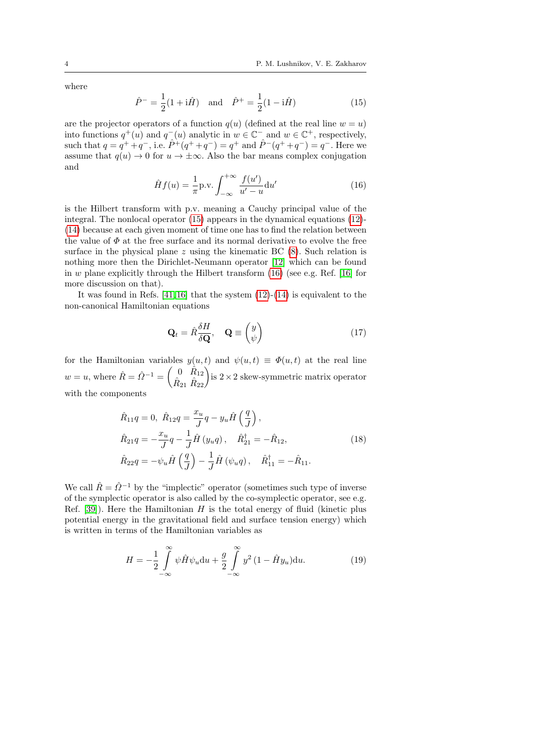where

$$\hat{P}^- = \frac{1}{2}(1 + \mathrm{i}\hat{H}) \quad \text{and} \quad \hat{P}^+ = \frac{1}{2}(1 - \mathrm{i}\hat{H}) \tag{15}$$

are the projector operators of a function $q(u)$ (defined at the real line $w = u$) into functions $q^+(u)$ and $q^-(u)$ analytic in $w \in \mathbb{C}^-$ and $w \in \mathbb{C}^+$, respectively, such that $q = q^+ + q^-$, i.e. $\hat{P}^+(q^+ + q^-) = q^+$ and $\hat{P}^-(q^+ + q^-) = q^-$. Here we assume that $q(u) \to 0$ for $u \to \pm\infty$. Also the bar means complex conjugation and

$$\hat{H}f(u) = \frac{1}{\pi}\text{p.v.}\int_{-\infty}^{+\infty} \frac{f(u')}{u' - u}\mathrm{d}u' \tag{16}$$

is the Hilbert transform with p.v. meaning a Cauchy principal value of the integral. The nonlocal operator (15) appears in the dynamical equations (12)-(14) because at each given moment of time one has to find the relation between the value of $\Phi$ at the free surface and its normal derivative to evolve the free surface in the physical plane $z$ using the kinematic BC (8). Such relation is nothing more then the Dirichlet-Neumann operator [12] which can be found in $w$ plane explicitly through the Hilbert transform (16) (see e.g. Ref. [16] for more discussion on that).

It was found in Refs. [41,16] that the system (12)-(14) is equivalent to the non-canonical Hamiltonian equations

$$\mathbf{Q}_t = \hat{R}\frac{\delta H}{\delta \mathbf{Q}}, \quad \mathbf{Q} \equiv \begin{pmatrix} y \\ \psi \end{pmatrix} \tag{17}$$

for the Hamiltonian variables $y(u,t)$ and $\psi(u,t) \equiv \Phi(u,t)$ at the real line $w = u$, where $\hat{R} = \hat{\Omega}^{-1} = \begin{pmatrix} 0 & \hat{R}_{12} \\ \hat{R}_{21} & \hat{R}_{22} \end{pmatrix}$ is $2\times 2$ skew-symmetric matrix operator with the components

$$\begin{aligned}
&\hat{R}_{11}q = 0, \ \hat{R}_{12}q = \frac{x_u}{J}q - y_u\hat{H}\left(\frac{q}{J}\right), \\
&\hat{R}_{21}q = -\frac{x_u}{J}q - \frac{1}{J}\hat{H}\left(y_u q\right), \quad \hat{R}_{21}^\dagger = -\hat{R}_{12}, \\
&\hat{R}_{22}q = -\psi_u\hat{H}\left(\frac{q}{J}\right) - \frac{1}{J}\hat{H}\left(\psi_u q\right), \quad \hat{R}_{11}^\dagger = -\hat{R}_{11}.
\end{aligned} \tag{18}$$

We call $\hat{R} = \hat{\Omega}^{-1}$ by the "implectic" operator (sometimes such type of inverse of the symplectic operator is also called by the co-symplectic operator, see e.g. Ref. [39]). Here the Hamiltonian $H$ is the total energy of fluid (kinetic plus potential energy in the gravitational field and surface tension energy) which is written in terms of the Hamiltonian variables as

$$H = -\frac{1}{2}\int\limits_{-\infty}^{\infty} \psi\hat{H}\psi_u \mathrm{d}u + \frac{g}{2}\int\limits_{-\infty}^{\infty} y^2\,(1 - \hat{H}y_u)\mathrm{d}u. \tag{19}$$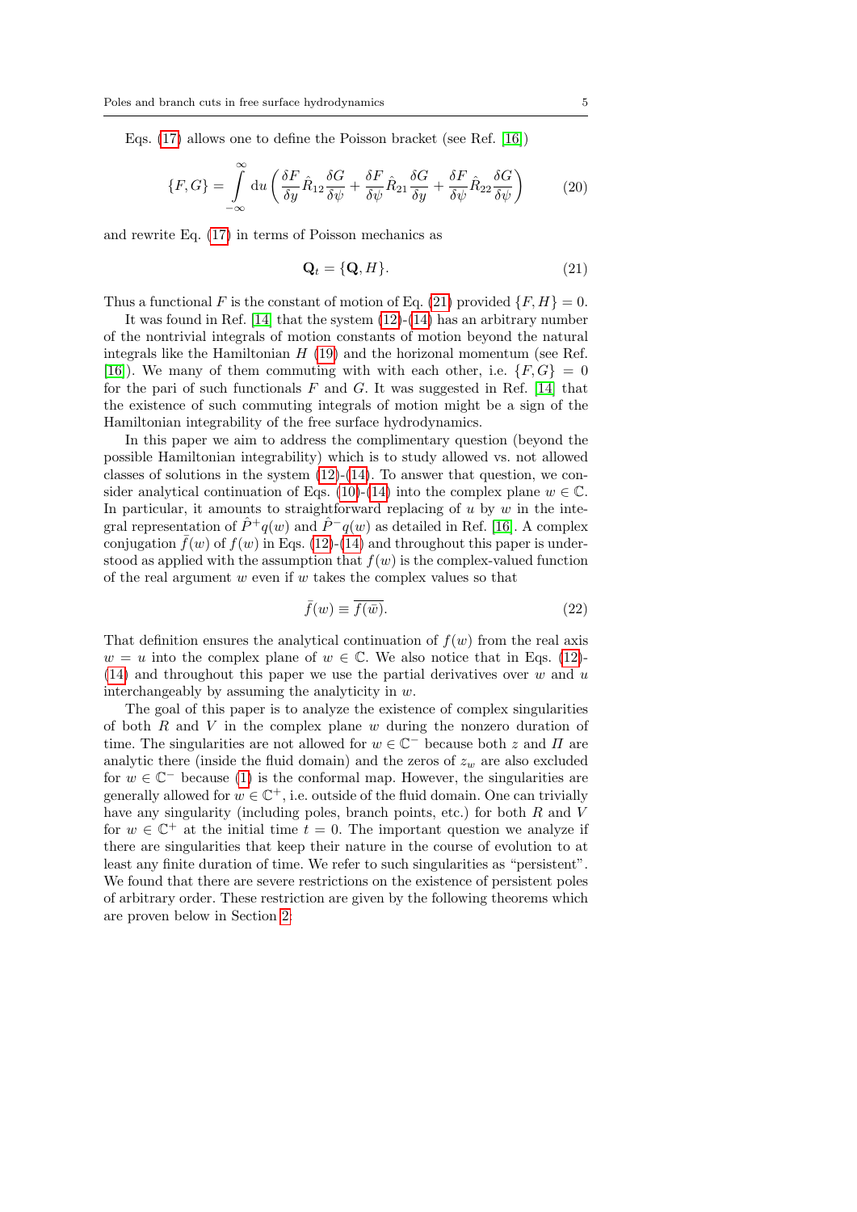Eqs. (17) allows one to define the Poisson bracket (see Ref. [16])

$$\{F,G\} = \int\limits_{-\infty}^{\infty} \mathrm{d}u \left( \frac{\delta F}{\delta y}\hat{R}_{12}\frac{\delta G}{\delta \psi} + \frac{\delta F}{\delta \psi}\hat{R}_{21}\frac{\delta G}{\delta y} + \frac{\delta F}{\delta \psi}\hat{R}_{22}\frac{\delta G}{\delta \psi} \right) \tag{20}$$

and rewrite Eq. (17) in terms of Poisson mechanics as

$$\mathbf{Q}_t = \{\mathbf{Q}, H\}. \tag{21}$$

Thus a functional $F$ is the constant of motion of Eq. (21) provided $\{F, H\} = 0$.

It was found in Ref. [14] that the system (12)-(14) has an arbitrary number of the nontrivial integrals of motion constants of motion beyond the natural integrals like the Hamiltonian $H$ (19) and the horizonal momentum (see Ref. [16]). We many of them commuting with with each other, i.e. $\{F, G\} = 0$ for the pari of such functionals $F$ and $G$. It was suggested in Ref. [14] that the existence of such commuting integrals of motion might be a sign of the Hamiltonian integrability of the free surface hydrodynamics.

In this paper we aim to address the complimentary question (beyond the possible Hamiltonian integrability) which is to study allowed vs. not allowed classes of solutions in the system (12)-(14). To answer that question, we consider analytical continuation of Eqs. (10)-(14) into the complex plane $w \in \mathbb{C}$. In particular, it amounts to straightforward replacing of $u$ by $w$ in the integral representation of $\hat{P}^+q(w)$ and $\hat{P}^-q(w)$ as detailed in Ref. [16]. A complex conjugation $\bar{f}(w)$ of $f(w)$ in Eqs. (12)-(14) and throughout this paper is understood as applied with the assumption that $f(w)$ is the complex-valued function of the real argument $w$ even if $w$ takes the complex values so that

$$\bar{f}(w) \equiv \overline{f(\bar{w})}. \tag{22}$$

That definition ensures the analytical continuation of $f(w)$ from the real axis $w = u$ into the complex plane of $w \in \mathbb{C}$. We also notice that in Eqs. (12)-(14) and throughout this paper we use the partial derivatives over $w$ and $u$ interchangeably by assuming the analyticity in $w$.

The goal of this paper is to analyze the existence of complex singularities of both $R$ and $V$ in the complex plane $w$ during the nonzero duration of time. The singularities are not allowed for $w \in \mathbb{C}^-$ because both $z$ and $\Pi$ are analytic there (inside the fluid domain) and the zeros of $z_w$ are also excluded for $w \in \mathbb{C}^-$ because (1) is the conformal map. However, the singularities are generally allowed for $w \in \mathbb{C}^+$, i.e. outside of the fluid domain. One can trivially have any singularity (including poles, branch points, etc.) for both $R$ and $V$ for $w \in \mathbb{C}^+$ at the initial time $t = 0$. The important question we analyze if there are singularities that keep their nature in the course of evolution to at least any finite duration of time. We refer to such singularities as "persistent". We found that there are severe restrictions on the existence of persistent poles of arbitrary order. These restriction are given by the following theorems which are proven below in Section 2: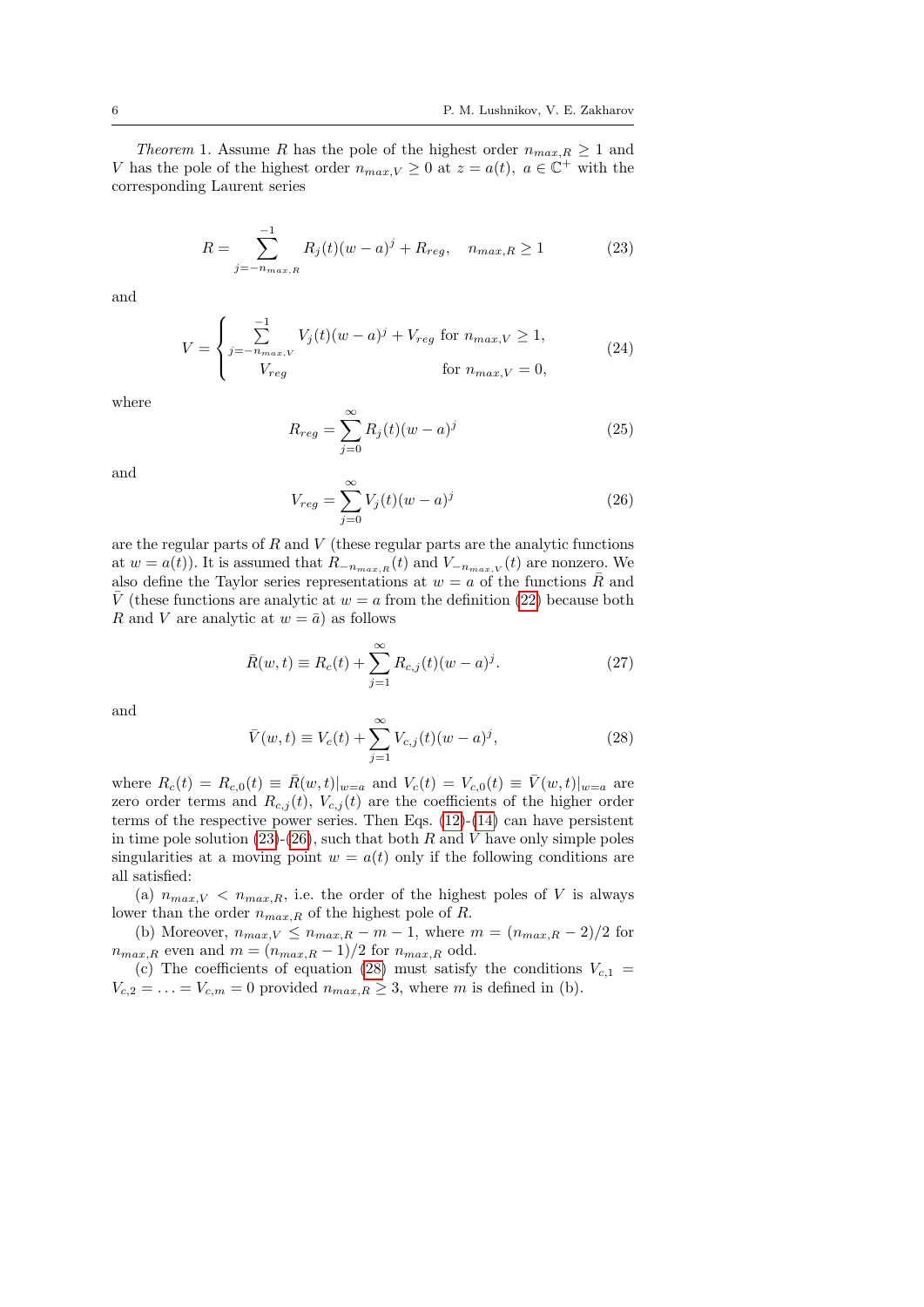*Theorem* 1. Assume $R$ has the pole of the highest order $n_{max,R} \geq 1$ and $V$ has the pole of the highest order $n_{max,V} \geq 0$ at $z = a(t),\ a \in \mathbb{C}^+$ with the corresponding Laurent series

$$R = \sum_{j=-n_{max,R}}^{-1} R_j(t)(w-a)^j + R_{reg}, \quad n_{max,R} \geq 1 \tag{23}$$

and

$$V = \begin{cases} \sum\limits_{j=-n_{max,V}}^{-1} V_j(t)(w-a)^j + V_{reg} & \text{for } n_{max,V} \geq 1, \\ V_{reg} & \text{for } n_{max,V} = 0, \end{cases} \tag{24}$$

where

$$R_{reg} = \sum_{j=0}^{\infty} R_j(t)(w-a)^j \tag{25}$$

and

$$V_{reg} = \sum_{j=0}^{\infty} V_j(t)(w-a)^j \tag{26}$$

are the regular parts of $R$ and $V$ (these regular parts are the analytic functions at $w = a(t)$). It is assumed that $R_{-n_{max,R}}(t)$ and $V_{-n_{max,V}}(t)$ are nonzero. We also define the Taylor series representations at $w = a$ of the functions $\bar{R}$ and $\bar{V}$ (these functions are analytic at $w = a$ from the definition (22) because both $R$ and $V$ are analytic at $w = \bar{a}$) as follows

$$\bar{R}(w,t) \equiv R_c(t) + \sum_{j=1}^{\infty} R_{c,j}(t)(w-a)^j. \tag{27}$$

and

$$\bar{V}(w,t) \equiv V_c(t) + \sum_{j=1}^{\infty} V_{c,j}(t)(w-a)^j, \tag{28}$$

where $R_c(t) = R_{c,0}(t) \equiv \bar{R}(w,t)|_{w=a}$ and $V_c(t) = V_{c,0}(t) \equiv \bar{V}(w,t)|_{w=a}$ are zero order terms and $R_{c,j}(t)$, $V_{c,j}(t)$ are the coefficients of the higher order terms of the respective power series. Then Eqs. (12)-(14) can have persistent in time pole solution (23)-(26), such that both $R$ and $V$ have only simple poles singularities at a moving point $w = a(t)$ only if the following conditions are all satisfied:

(a) $n_{max,V} < n_{max,R}$, i.e. the order of the highest poles of $V$ is always lower than the order $n_{max,R}$ of the highest pole of $R$.

(b) Moreover, $n_{max,V} \leq n_{max,R} - m - 1$, where $m = (n_{max,R} - 2)/2$ for $n_{max,R}$ even and $m = (n_{max,R} - 1)/2$ for $n_{max,R}$ odd.

(c) The coefficients of equation (28) must satisfy the conditions $V_{c,1} = V_{c,2} = \ldots = V_{c,m} = 0$ provided $n_{max,R} \geq 3$, where $m$ is defined in (b).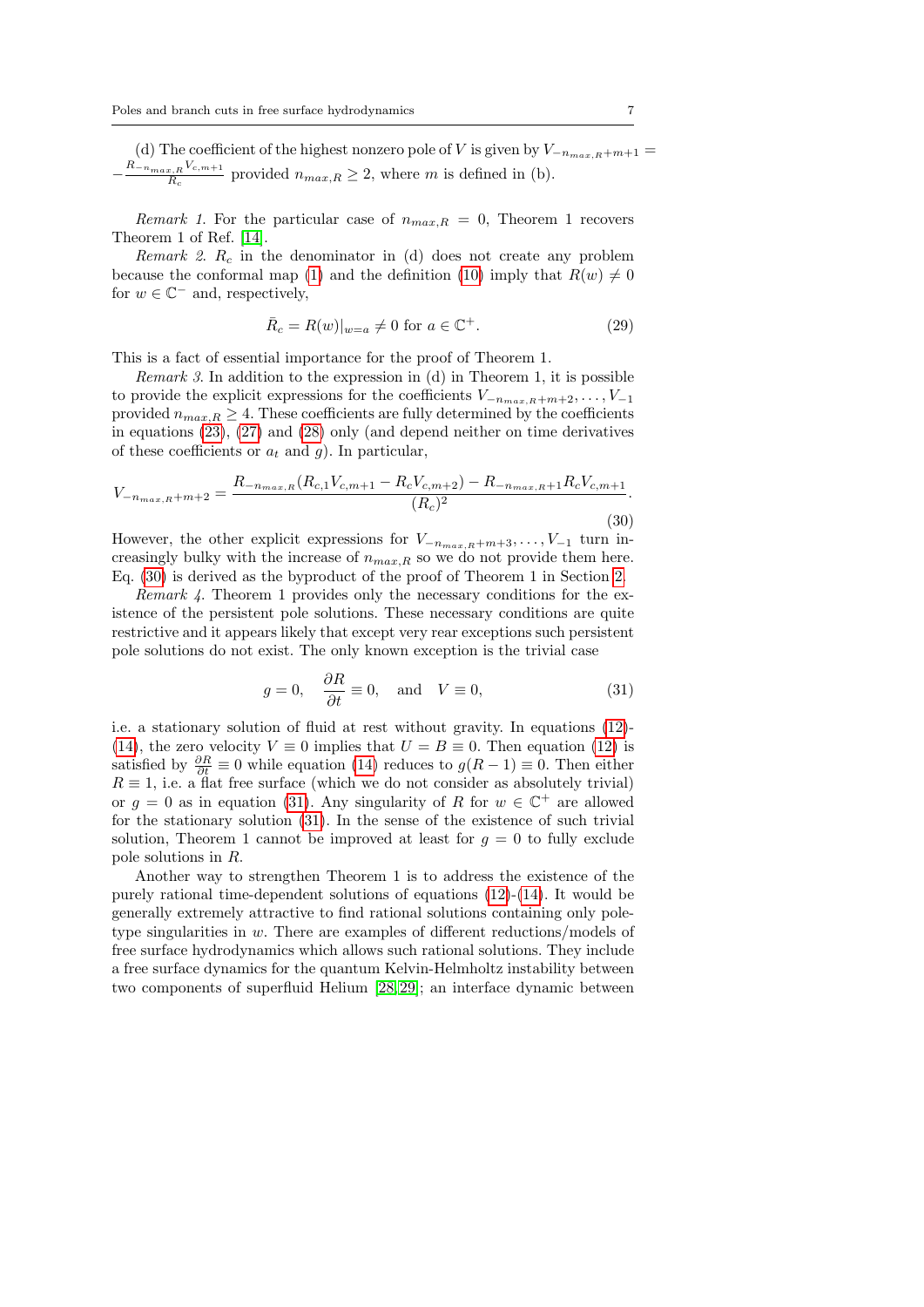(d) The coefficient of the highest nonzero pole of $V$ is given by $V_{-n_{max,R}+m+1} = -\frac{R_{-n_{max,R}} V_{c,m+1}}{R_c}$ provided $n_{max,R} \geq 2$, where $m$ is defined in (b).

*Remark 1.* For the particular case of $n_{max,R} = 0$, Theorem 1 recovers Theorem 1 of Ref. [14].

*Remark 2.* $R_c$ in the denominator in (d) does not create any problem because the conformal map (1) and the definition (10) imply that $R(w) \neq 0$ for $w \in \mathbb{C}^-$ and, respectively,

$$\bar{R}_c = R(w)|_{w=a} \neq 0 \text{ for } a \in \mathbb{C}^+. \tag{29}$$

This is a fact of essential importance for the proof of Theorem 1.

*Remark 3.* In addition to the expression in (d) in Theorem 1, it is possible to provide the explicit expressions for the coefficients $V_{-n_{max,R}+m+2}, \ldots, V_{-1}$ provided $n_{max,R} \geq 4$. These coefficients are fully determined by the coefficients in equations (23), (27) and (28) only (and depend neither on time derivatives of these coefficients or $a_t$ and $g$). In particular,

$$V_{-n_{max,R}+m+2} = \frac{R_{-n_{max,R}}(R_{c,1}V_{c,m+1} - R_c V_{c,m+2}) - R_{-n_{max,R}+1} R_c V_{c,m+1}}{(R_c)^2}. \tag{30}$$

However, the other explicit expressions for $V_{-n_{max,R}+m+3}, \ldots, V_{-1}$ turn increasingly bulky with the increase of $n_{max,R}$ so we do not provide them here. Eq. (30) is derived as the byproduct of the proof of Theorem 1 in Section 2.

*Remark 4.* Theorem 1 provides only the necessary conditions for the existence of the persistent pole solutions. These necessary conditions are quite restrictive and it appears likely that except very rear exceptions such persistent pole solutions do not exist. The only known exception is the trivial case

$$g = 0, \quad \frac{\partial R}{\partial t} \equiv 0, \quad \text{and} \quad V \equiv 0, \tag{31}$$

i.e. a stationary solution of fluid at rest without gravity. In equations (12)-(14), the zero velocity $V \equiv 0$ implies that $U = B \equiv 0$. Then equation (12) is satisfied by $\frac{\partial R}{\partial t} \equiv 0$ while equation (14) reduces to $g(R-1) \equiv 0$. Then either $R \equiv 1$, i.e. a flat free surface (which we do not consider as absolutely trivial) or $g = 0$ as in equation (31). Any singularity of $R$ for $w \in \mathbb{C}^+$ are allowed for the stationary solution (31). In the sense of the existence of such trivial solution, Theorem 1 cannot be improved at least for $g = 0$ to fully exclude pole solutions in $R$.

Another way to strengthen Theorem 1 is to address the existence of the purely rational time-dependent solutions of equations (12)-(14). It would be generally extremely attractive to find rational solutions containing only pole-type singularities in $w$. There are examples of different reductions/models of free surface hydrodynamics which allows such rational solutions. They include a free surface dynamics for the quantum Kelvin-Helmholtz instability between two components of superfluid Helium [28,29]; an interface dynamic between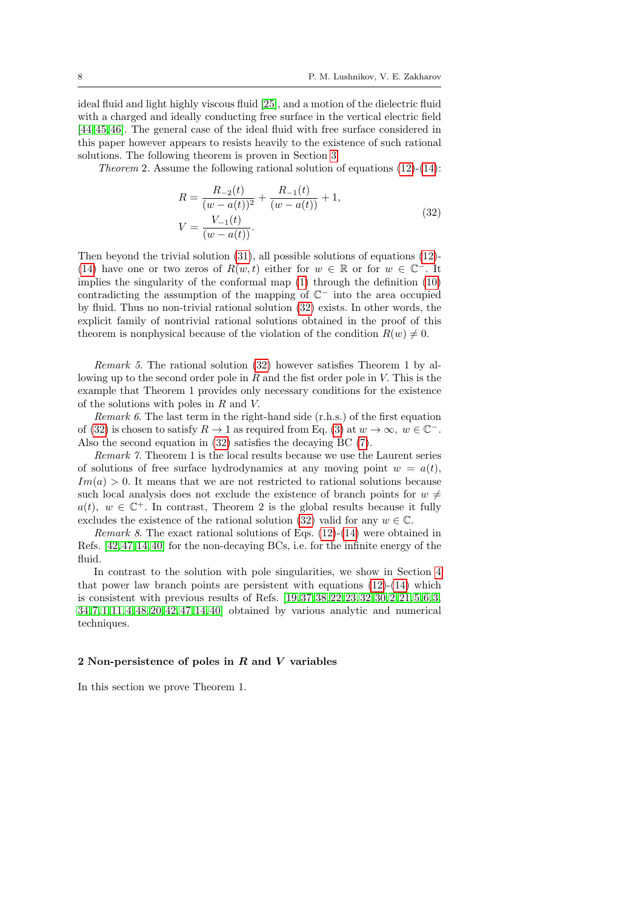ideal fluid and light highly viscous fluid [25], and a motion of the dielectric fluid with a charged and ideally conducting free surface in the vertical electric field [44,45,46]. The general case of the ideal fluid with free surface considered in this paper however appears to resists heavily to the existence of such rational solutions. The following theorem is proven in Section 3.

*Theorem* 2. Assume the following rational solution of equations (12)-(14):

$$
\begin{aligned}
R &= \frac{R_{-2}(t)}{(w-a(t))^2} + \frac{R_{-1}(t)}{(w-a(t))} + 1, \\
V &= \frac{V_{-1}(t)}{(w-a(t))}.
\end{aligned}
\tag{32}
$$

Then beyond the trivial solution (31), all possible solutions of equations (12)-(14) have one or two zeros of $R(w,t)$ either for $w \in \mathbb{R}$ or for $w \in \mathbb{C}^-$. It implies the singularity of the conformal map (1) through the definition (10) contradicting the assumption of the mapping of $\mathbb{C}^-$ into the area occupied by fluid. Thus no non-trivial rational solution (32) exists. In other words, the explicit family of nontrivial rational solutions obtained in the proof of this theorem is nonphysical because of the violation of the condition $R(w) \neq 0$.

*Remark 5.* The rational solution (32) however satisfies Theorem 1 by allowing up to the second order pole in $R$ and the fist order pole in $V$. This is the example that Theorem 1 provides only necessary conditions for the existence of the solutions with poles in $R$ and $V$.

*Remark 6.* The last term in the right-hand side (r.h.s.) of the first equation of (32) is chosen to satisfy $R \to 1$ as required from Eq. (3) at $w \to \infty$, $w \in \mathbb{C}^-$. Also the second equation in (32) satisfies the decaying BC (7).

*Remark 7.* Theorem 1 is the local results because we use the Laurent series of solutions of free surface hydrodynamics at any moving point $w = a(t)$, $Im(a) > 0$. It means that we are not restricted to rational solutions because such local analysis does not exclude the existence of branch points for $w \neq a(t)$, $w \in \mathbb{C}^+$. In contrast, Theorem 2 is the global results because it fully excludes the existence of the rational solution (32) valid for any $w \in \mathbb{C}$.

*Remark 8.* The exact rational solutions of Eqs. (12)-(14) were obtained in Refs. [42,47,14,40] for the non-decaying BCs, i.e. for the infinite energy of the fluid.

In contrast to the solution with pole singularities, we show in Section 4 that power law branch points are persistent with equations (12)-(14) which is consistent with previous results of Refs. [19,37,38,22,23,32,30,2,21,5,6,3,34,7,1,11,4,48,20,42,47,14,40] obtained by various analytic and numerical techniques.

## 2 Non-persistence of poles in $R$ and $V$ variables

In this section we prove Theorem 1.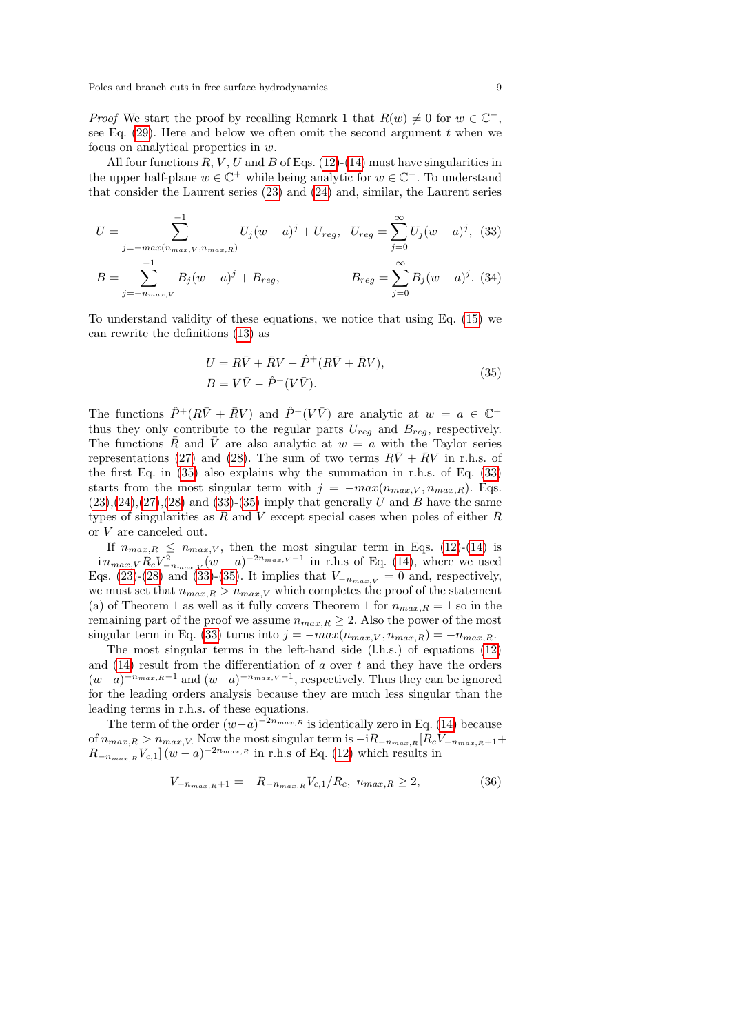*Proof* We start the proof by recalling Remark 1 that $R(w) \neq 0$ for $w \in \mathbb{C}^-$, see Eq. (29). Here and below we often omit the second argument $t$ when we focus on analytical properties in $w$.

All four functions $R$, $V$, $U$ and $B$ of Eqs. (12)-(14) must have singularities in the upper half-plane $w \in \mathbb{C}^+$ while being analytic for $w \in \mathbb{C}^-$. To understand that consider the Laurent series (23) and (24) and, similar, the Laurent series

$$U = \sum_{j=-max(n_{max,V},n_{max,R})}^{-1} U_j (w-a)^j + U_{reg}, \quad U_{reg} = \sum_{j=0}^{\infty} U_j (w-a)^j, \quad (33)$$

$$B = \sum_{j=-n_{max,V}}^{-1} B_j (w-a)^j + B_{reg}, \qquad B_{reg} = \sum_{j=0}^{\infty} B_j (w-a)^j. \quad (34)$$

To understand validity of these equations, we notice that using Eq. (15) we can rewrite the definitions (13) as

$$\begin{aligned} U &= R\bar{V} + \bar{R}V - \hat{P}^+(R\bar{V} + \bar{R}V), \\ B &= V\bar{V} - \hat{P}^+(V\bar{V}). \end{aligned} \quad (35)$$

The functions $\hat{P}^+(R\bar{V} + \bar{R}V)$ and $\hat{P}^+(V\bar{V})$ are analytic at $w = a \in \mathbb{C}^+$ thus they only contribute to the regular parts $U_{reg}$ and $B_{reg}$, respectively. The functions $\bar{R}$ and $\bar{V}$ are also analytic at $w = a$ with the Taylor series representations (27) and (28). The sum of two terms $R\bar{V} + \bar{R}V$ in r.h.s. of the first Eq. in (35) also explains why the summation in r.h.s. of Eq. (33) starts from the most singular term with $j = -max(n_{max,V}, n_{max,R})$. Eqs. (23),(24),(27),(28) and (33)-(35) imply that generally $U$ and $B$ have the same types of singularities as $R$ and $V$ except special cases when poles of either $R$ or $V$ are canceled out.

If $n_{max,R} \leq n_{max,V}$, then the most singular term in Eqs. (12)-(14) is $-\mathrm{i}\, n_{max,V} R_c V^2_{-n_{max,V}} (w-a)^{-2n_{max,V}-1}$ in r.h.s of Eq. (14), where we used Eqs. (23)-(28) and (33)-(35). It implies that $V_{-n_{max,V}} = 0$ and, respectively, we must set that $n_{max,R} > n_{max,V}$ which completes the proof of the statement (a) of Theorem 1 as well as it fully covers Theorem 1 for $n_{max,R} = 1$ so in the remaining part of the proof we assume $n_{max,R} \geq 2$. Also the power of the most singular term in Eq. (33) turns into $j = -max(n_{max,V}, n_{max,R}) = -n_{max,R}$.

The most singular terms in the left-hand side (l.h.s.) of equations (12) and (14) result from the differentiation of $a$ over $t$ and they have the orders $(w-a)^{-n_{max,R}-1}$ and $(w-a)^{-n_{max,V}-1}$, respectively. Thus they can be ignored for the leading orders analysis because they are much less singular than the leading terms in r.h.s. of these equations.

The term of the order $(w-a)^{-2n_{max,R}}$ is identically zero in Eq. (14) because of $n_{max,R} > n_{max,V}$. Now the most singular term is $-\mathrm{i}R_{-n_{max,R}}[R_c V_{-n_{max,R}+1} + R_{-n_{max,R}} V_{c,1}]\,(w-a)^{-2n_{max,R}}$ in r.h.s of Eq. (12) which results in

$$V_{-n_{max,R}+1} = -R_{-n_{max,R}} V_{c,1}/R_c, \;\; n_{max,R} \geq 2, \quad (36)$$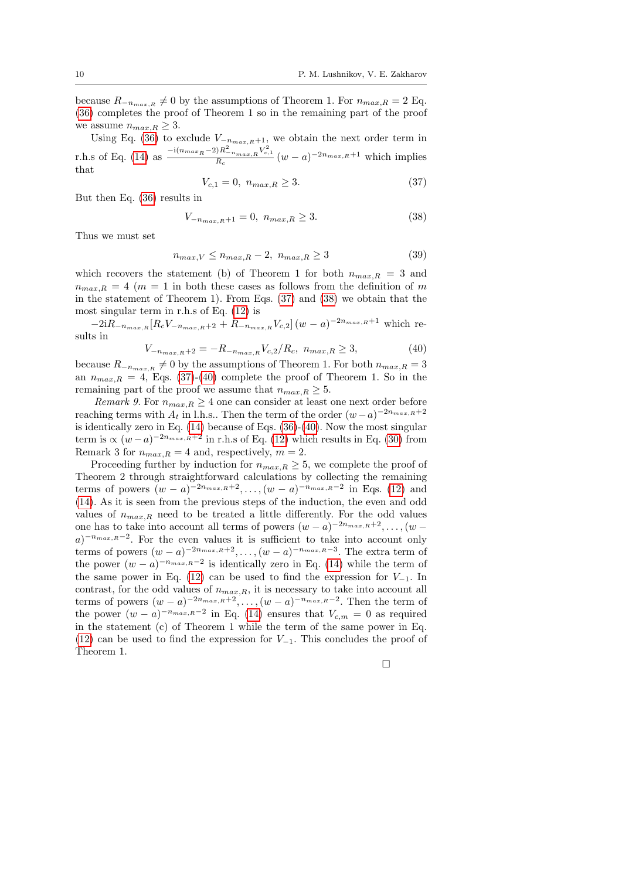because $R_{-n_{max,R}} \neq 0$ by the assumptions of Theorem 1. For $n_{max,R} = 2$ Eq. (36) completes the proof of Theorem 1 so in the remaining part of the proof we assume $n_{max,R} \geq 3$.

Using Eq. (36) to exclude $V_{-n_{max,R}+1}$, we obtain the next order term in r.h.s of Eq. (14) as $\frac{-\mathrm{i}(n_{max_R}-2)R^2_{-n_{max,R}}V^2_{c,1}}{R_c}(w-a)^{-2n_{max,R}+1}$ which implies that

$$V_{c,1} = 0, \ n_{max,R} \geq 3. \tag{37}$$

But then Eq. (36) results in

$$V_{-n_{max,R}+1} = 0, \ n_{max,R} \geq 3. \tag{38}$$

Thus we must set

$$n_{max,V} \leq n_{max,R} - 2, \ n_{max,R} \geq 3 \tag{39}$$

which recovers the statement (b) of Theorem 1 for both $n_{max,R} = 3$ and $n_{max,R} = 4$ ($m = 1$ in both these cases as follows from the definition of $m$ in the statement of Theorem 1). From Eqs. (37) and (38) we obtain that the most singular term in r.h.s of Eq. (12) is

$-2\mathrm{i}R_{-n_{max,R}}[R_cV_{-n_{max,R}+2} + R_{-n_{max,R}}V_{c,2}]\,(w-a)^{-2n_{max,R}+1}$ which results in

$$V_{-n_{max,R}+2} = -R_{-n_{max,R}}V_{c,2}/R_c, \ n_{max,R} \geq 3, \tag{40}$$

because $R_{-n_{max,R}} \neq 0$ by the assumptions of Theorem 1. For both $n_{max,R} = 3$ an $n_{max,R} = 4$, Eqs. (37)-(40) complete the proof of Theorem 1. So in the remaining part of the proof we assume that $n_{max,R} \geq 5$.

*Remark 9.* For $n_{max,R} \geq 4$ one can consider at least one next order before reaching terms with $A_t$ in l.h.s.. Then the term of the order $(w-a)^{-2n_{max,R}+2}$ is identically zero in Eq. (14) because of Eqs. (36)-(40). Now the most singular term is $\propto (w-a)^{-2n_{max,R}+2}$ in r.h.s of Eq. (12) which results in Eq. (30) from Remark 3 for $n_{max,R} = 4$ and, respectively, $m = 2$.

Proceeding further by induction for $n_{max,R} \geq 5$, we complete the proof of Theorem 2 through straightforward calculations by collecting the remaining terms of powers $(w-a)^{-2n_{max,R}+2}, \ldots, (w-a)^{-n_{max,R}-2}$ in Eqs. (12) and (14). As it is seen from the previous steps of the induction, the even and odd values of $n_{max,R}$ need to be treated a little differently. For the odd values one has to take into account all terms of powers $(w-a)^{-2n_{max,R}+2}, \ldots, (w-a)^{-n_{max,R}-2}$. For the even values it is sufficient to take into account only terms of powers $(w-a)^{-2n_{max,R}+2}, \ldots, (w-a)^{-n_{max,R}-3}$. The extra term of the power $(w-a)^{-n_{max,R}-2}$ is identically zero in Eq. (14) while the term of the same power in Eq. (12) can be used to find the expression for $V_{-1}$. In contrast, for the odd values of $n_{max,R}$, it is necessary to take into account all terms of powers $(w-a)^{-2n_{max,R}+2}, \ldots, (w-a)^{-n_{max,R}-2}$. Then the term of the power $(w-a)^{-n_{max,R}-2}$ in Eq. (14) ensures that $V_{c,m} = 0$ as required in the statement (c) of Theorem 1 while the term of the same power in Eq. (12) can be used to find the expression for $V_{-1}$. This concludes the proof of Theorem 1.

□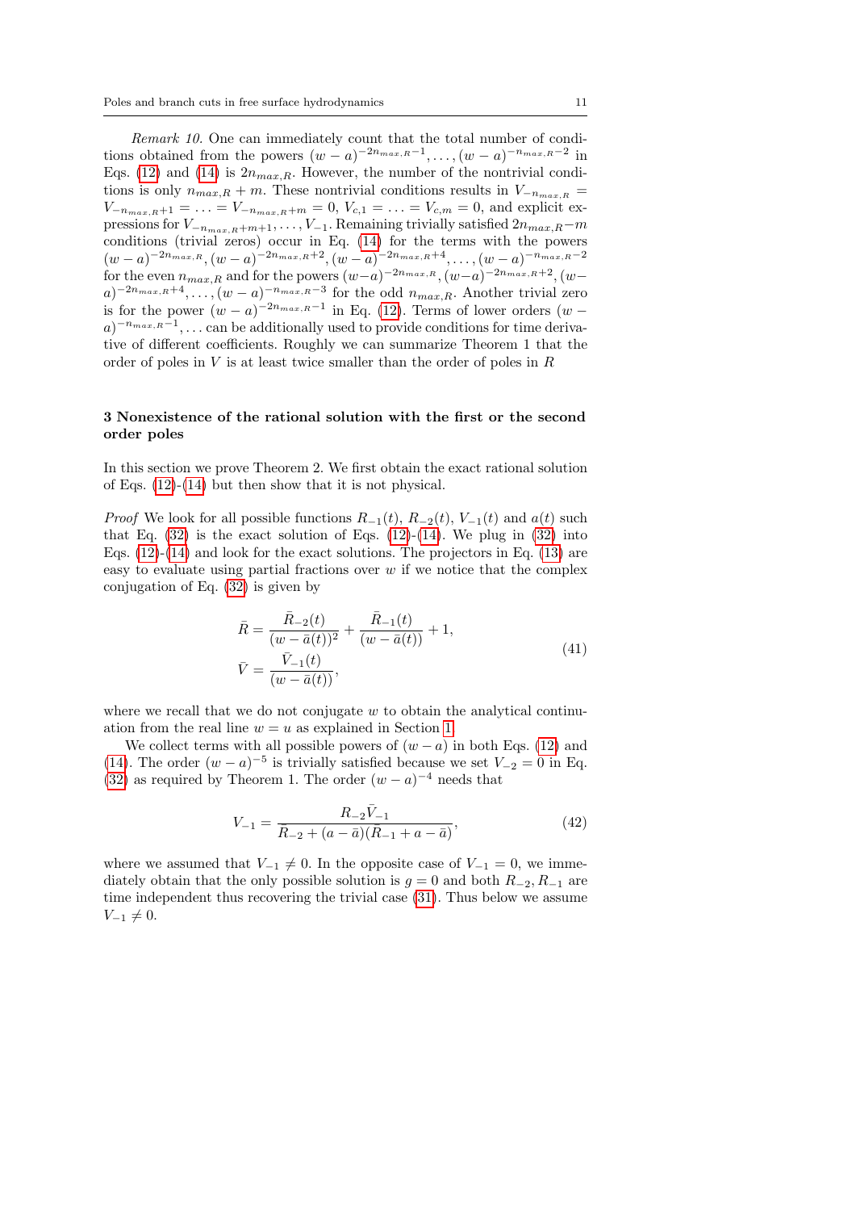*Remark 10.* One can immediately count that the total number of conditions obtained from the powers $(w-a)^{-2n_{max,R}-1}, \ldots, (w-a)^{-n_{max,R}-2}$ in Eqs. (12) and (14) is $2n_{max,R}$. However, the number of the nontrivial conditions is only $n_{max,R}+m$. These nontrivial conditions results in $V_{-n_{max,R}} = V_{-n_{max,R}+1} = \ldots = V_{-n_{max,R}+m} = 0$, $V_{c,1} = \ldots = V_{c,m} = 0$, and explicit expressions for $V_{-n_{max,R}+m+1}, \ldots, V_{-1}$. Remaining trivially satisfied $2n_{max,R}-m$ conditions (trivial zeros) occur in Eq. (14) for the terms with the powers $(w-a)^{-2n_{max,R}}, (w-a)^{-2n_{max,R}+2}, (w-a)^{-2n_{max,R}+4}, \ldots, (w-a)^{-n_{max,R}-2}$ for the even $n_{max,R}$ and for the powers $(w-a)^{-2n_{max,R}}, (w-a)^{-2n_{max,R}+2}, (w-a)^{-2n_{max,R}+4}, \ldots, (w-a)^{-n_{max,R}-3}$ for the odd $n_{max,R}$. Another trivial zero is for the power $(w-a)^{-2n_{max,R}-1}$ in Eq. (12). Terms of lower orders $(w-a)^{-n_{max,R}-1}, \ldots$ can be additionally used to provide conditions for time derivative of different coefficients. Roughly we can summarize Theorem 1 that the order of poles in $V$ is at least twice smaller than the order of poles in $R$

## 3 Nonexistence of the rational solution with the first or the second order poles

In this section we prove Theorem 2. We first obtain the exact rational solution of Eqs. (12)-(14) but then show that it is not physical.

*Proof* We look for all possible functions $R_{-1}(t)$, $R_{-2}(t)$, $V_{-1}(t)$ and $a(t)$ such that Eq. (32) is the exact solution of Eqs. (12)-(14). We plug in (32) into Eqs. (12)-(14) and look for the exact solutions. The projectors in Eq. (13) are easy to evaluate using partial fractions over $w$ if we notice that the complex conjugation of Eq. (32) is given by

$$
\begin{aligned}
\bar{R} &= \frac{\bar{R}_{-2}(t)}{(w-\bar{a}(t))^2} + \frac{\bar{R}_{-1}(t)}{(w-\bar{a}(t))} + 1, \\
\bar{V} &= \frac{\bar{V}_{-1}(t)}{(w-\bar{a}(t))},
\end{aligned}
\tag{41}
$$

where we recall that we do not conjugate $w$ to obtain the analytical continuation from the real line $w = u$ as explained in Section 1.

We collect terms with all possible powers of $(w-a)$ in both Eqs. (12) and (14). The order $(w-a)^{-5}$ is trivially satisfied because we set $V_{-2} = 0$ in Eq. (32) as required by Theorem 1. The order $(w-a)^{-4}$ needs that

$$
V_{-1} = \frac{R_{-2}\bar{V}_{-1}}{\bar{R}_{-2} + (a-\bar{a})(\bar{R}_{-1} + a - \bar{a})},
\tag{42}
$$

where we assumed that $V_{-1} \neq 0$. In the opposite case of $V_{-1} = 0$, we immediately obtain that the only possible solution is $g = 0$ and both $R_{-2}, R_{-1}$ are time independent thus recovering the trivial case (31). Thus below we assume $V_{-1} \neq 0$.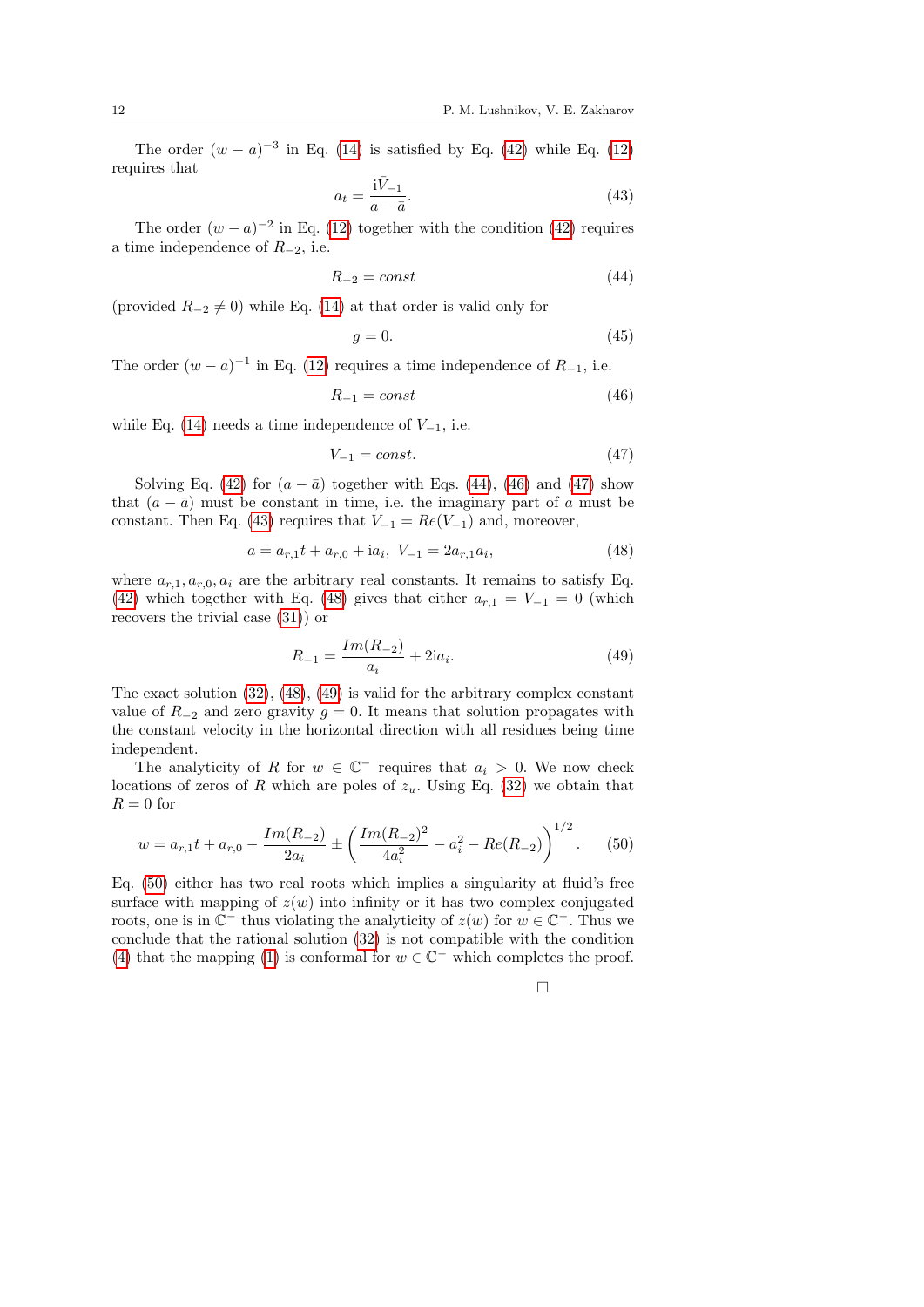The order $(w-a)^{-3}$ in Eq. (14) is satisfied by Eq. (42) while Eq. (12) requires that

$$a_t = \frac{\mathrm{i}\bar{V}_{-1}}{a-\bar{a}}. \tag{43}$$

The order $(w-a)^{-2}$ in Eq. (12) together with the condition (42) requires a time independence of $R_{-2}$, i.e.

$$R_{-2} = const \tag{44}$$

(provided $R_{-2} \neq 0$) while Eq. (14) at that order is valid only for

$$g = 0. \tag{45}$$

The order $(w-a)^{-1}$ in Eq. (12) requires a time independence of $R_{-1}$, i.e.

$$R_{-1} = const \tag{46}$$

while Eq. (14) needs a time independence of $V_{-1}$, i.e.

$$V_{-1} = const. \tag{47}$$

Solving Eq. (42) for $(a-\bar{a})$ together with Eqs. (44), (46) and (47) show that $(a-\bar{a})$ must be constant in time, i.e. the imaginary part of $a$ must be constant. Then Eq. (43) requires that $V_{-1} = Re(V_{-1})$ and, moreover,

$$a = a_{r,1}t + a_{r,0} + \mathrm{i}a_i, \ V_{-1} = 2a_{r,1}a_i, \tag{48}$$

where $a_{r,1}, a_{r,0}, a_i$ are the arbitrary real constants. It remains to satisfy Eq. (42) which together with Eq. (48) gives that either $a_{r,1} = V_{-1} = 0$ (which recovers the trivial case (31)) or

$$R_{-1} = \frac{Im(R_{-2})}{a_i} + 2\mathrm{i}a_i. \tag{49}$$

The exact solution (32), (48), (49) is valid for the arbitrary complex constant value of $R_{-2}$ and zero gravity $g = 0$. It means that solution propagates with the constant velocity in the horizontal direction with all residues being time independent.

The analyticity of $R$ for $w \in \mathbb{C}^-$ requires that $a_i > 0$. We now check locations of zeros of $R$ which are poles of $z_u$. Using Eq. (32) we obtain that $R = 0$ for

$$w = a_{r,1}t + a_{r,0} - \frac{Im(R_{-2})}{2a_i} \pm \left(\frac{Im(R_{-2})^2}{4a_i^2} - a_i^2 - Re(R_{-2})\right)^{1/2}. \tag{50}$$

Eq. (50) either has two real roots which implies a singularity at fluid's free surface with mapping of $z(w)$ into infinity or it has two complex conjugated roots, one is in $\mathbb{C}^-$ thus violating the analyticity of $z(w)$ for $w \in \mathbb{C}^-$. Thus we conclude that the rational solution (32) is not compatible with the condition (4) that the mapping (1) is conformal for $w \in \mathbb{C}^-$ which completes the proof.

□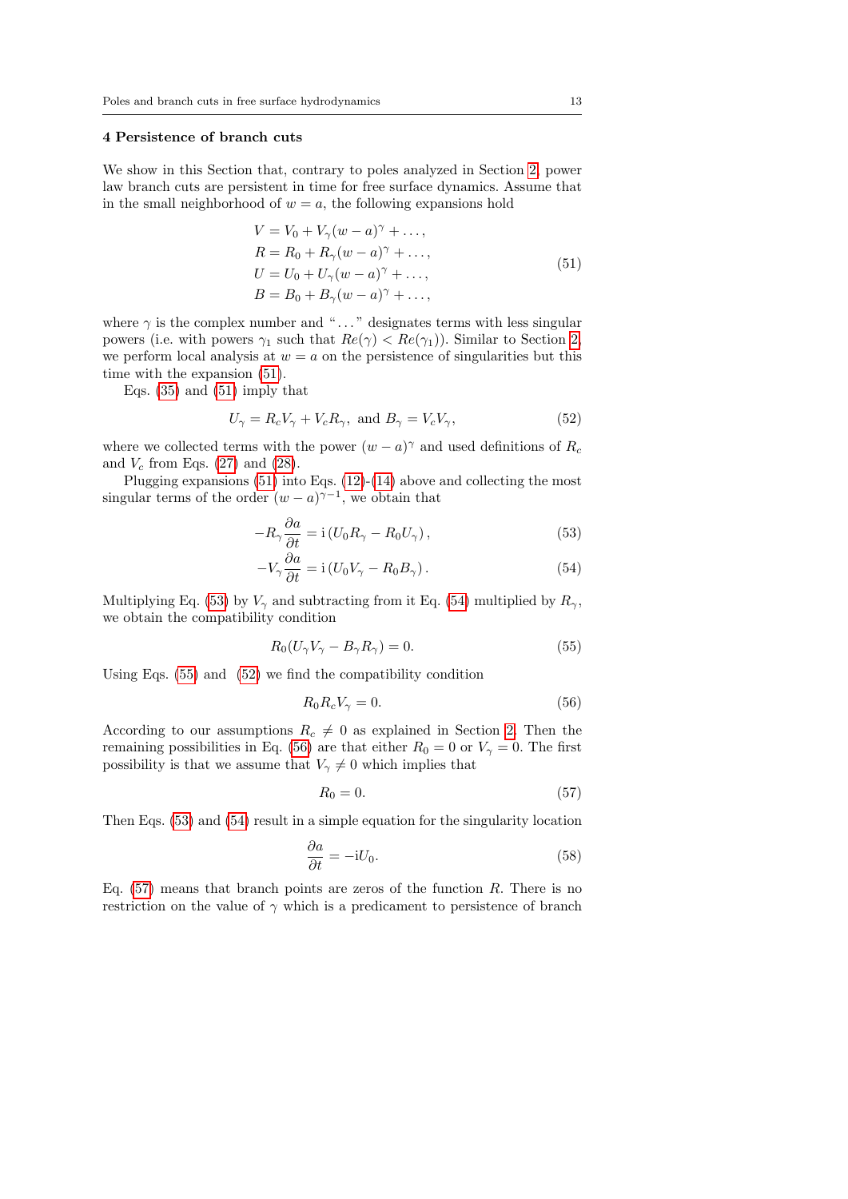## 4 Persistence of branch cuts

We show in this Section that, contrary to poles analyzed in Section 2, power law branch cuts are persistent in time for free surface dynamics. Assume that in the small neighborhood of $w = a$, the following expansions hold

$$
\begin{aligned}
V &= V_0 + V_\gamma (w-a)^\gamma + \dots, \\
R &= R_0 + R_\gamma (w-a)^\gamma + \dots, \\
U &= U_0 + U_\gamma (w-a)^\gamma + \dots, \\
B &= B_0 + B_\gamma (w-a)^\gamma + \dots,
\end{aligned} \tag{51}
$$

where $\gamma$ is the complex number and "$\dots$" designates terms with less singular powers (i.e. with powers $\gamma_1$ such that $Re(\gamma) < Re(\gamma_1)$). Similar to Section 2, we perform local analysis at $w = a$ on the persistence of singularities but this time with the expansion (51).

Eqs. (35) and (51) imply that

$$
U_\gamma = R_c V_\gamma + V_c R_\gamma, \text{ and } B_\gamma = V_c V_\gamma, \tag{52}
$$

where we collected terms with the power $(w-a)^\gamma$ and used definitions of $R_c$ and $V_c$ from Eqs. (27) and (28).

Plugging expansions (51) into Eqs. (12)-(14) above and collecting the most singular terms of the order $(w-a)^{\gamma-1}$, we obtain that

$$
-R_\gamma \frac{\partial a}{\partial t} = \mathrm{i}\left(U_0 R_\gamma - R_0 U_\gamma\right), \tag{53}
$$

$$
-V_\gamma \frac{\partial a}{\partial t} = \mathrm{i}\left(U_0 V_\gamma - R_0 B_\gamma\right). \tag{54}
$$

Multiplying Eq. (53) by $V_\gamma$ and subtracting from it Eq. (54) multiplied by $R_\gamma$, we obtain the compatibility condition

$$
R_0 (U_\gamma V_\gamma - B_\gamma R_\gamma) = 0. \tag{55}
$$

Using Eqs. (55) and (52) we find the compatibility condition

$$
R_0 R_c V_\gamma = 0. \tag{56}
$$

According to our assumptions $R_c \neq 0$ as explained in Section 2. Then the remaining possibilities in Eq. (56) are that either $R_0 = 0$ or $V_\gamma = 0$. The first possibility is that we assume that $V_\gamma \neq 0$ which implies that

$$
R_0 = 0. \tag{57}
$$

Then Eqs. (53) and (54) result in a simple equation for the singularity location

$$
\frac{\partial a}{\partial t} = -\mathrm{i} U_0. \tag{58}
$$

Eq. (57) means that branch points are zeros of the function $R$. There is no restriction on the value of $\gamma$ which is a predicament to persistence of branch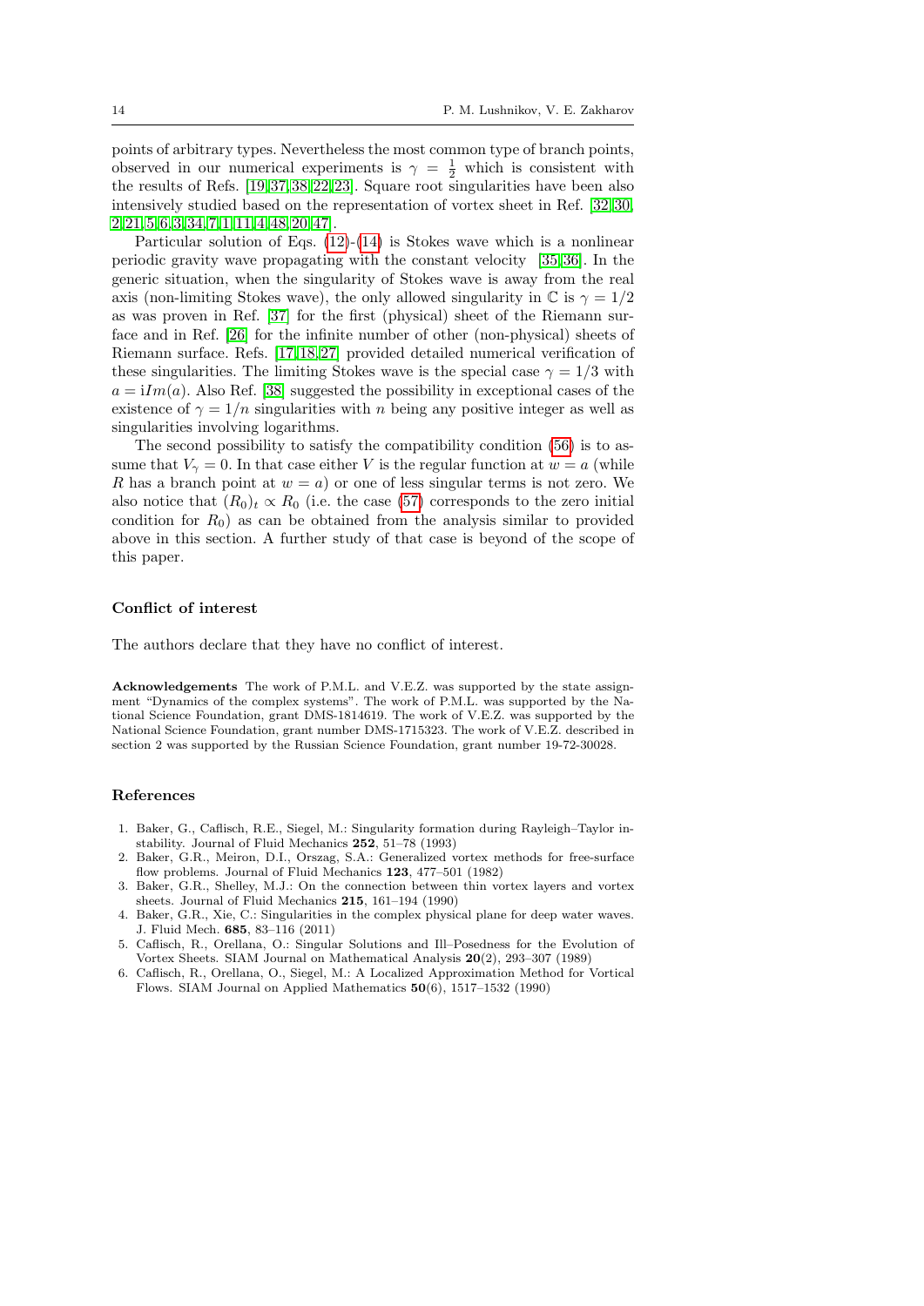points of arbitrary types. Nevertheless the most common type of branch points, observed in our numerical experiments is $\gamma = \frac{1}{2}$ which is consistent with the results of Refs. [19,37,38,22,23]. Square root singularities have been also intensively studied based on the representation of vortex sheet in Ref. [32,30,2,21,5,6,3,34,7,1,11,4,48,20,47].

Particular solution of Eqs. (12)-(14) is Stokes wave which is a nonlinear periodic gravity wave propagating with the constant velocity [35,36]. In the generic situation, when the singularity of Stokes wave is away from the real axis (non-limiting Stokes wave), the only allowed singularity in $\mathbb{C}$ is $\gamma = 1/2$ as was proven in Ref. [37] for the first (physical) sheet of the Riemann surface and in Ref. [26] for the infinite number of other (non-physical) sheets of Riemann surface. Refs. [17,18,27] provided detailed numerical verification of these singularities. The limiting Stokes wave is the special case $\gamma = 1/3$ with $a = \mathrm{i}Im(a)$. Also Ref. [38] suggested the possibility in exceptional cases of the existence of $\gamma = 1/n$ singularities with $n$ being any positive integer as well as singularities involving logarithms.

The second possibility to satisfy the compatibility condition (56) is to assume that $V_\gamma = 0$. In that case either $V$ is the regular function at $w = a$ (while $R$ has a branch point at $w = a$) or one of less singular terms is not zero. We also notice that $(R_0)_t \propto R_0$ (i.e. the case (57) corresponds to the zero initial condition for $R_0$) as can be obtained from the analysis similar to provided above in this section. A further study of that case is beyond of the scope of this paper.

## Conflict of interest

The authors declare that they have no conflict of interest.

**Acknowledgements** The work of P.M.L. and V.E.Z. was supported by the state assignment "Dynamics of the complex systems". The work of P.M.L. was supported by the National Science Foundation, grant DMS-1814619. The work of V.E.Z. was supported by the National Science Foundation, grant number DMS-1715323. The work of V.E.Z. described in section 2 was supported by the Russian Science Foundation, grant number 19-72-30028.

## References

1. Baker, G., Caflisch, R.E., Siegel, M.: Singularity formation during Rayleigh–Taylor instability. Journal of Fluid Mechanics **252**, 51–78 (1993)
2. Baker, G.R., Meiron, D.I., Orszag, S.A.: Generalized vortex methods for free-surface flow problems. Journal of Fluid Mechanics **123**, 477–501 (1982)
3. Baker, G.R., Shelley, M.J.: On the connection between thin vortex layers and vortex sheets. Journal of Fluid Mechanics **215**, 161–194 (1990)
4. Baker, G.R., Xie, C.: Singularities in the complex physical plane for deep water waves. J. Fluid Mech. **685**, 83–116 (2011)
5. Caflisch, R., Orellana, O.: Singular Solutions and Ill–Posedness for the Evolution of Vortex Sheets. SIAM Journal on Mathematical Analysis **20**(2), 293–307 (1989)
6. Caflisch, R., Orellana, O., Siegel, M.: A Localized Approximation Method for Vortical Flows. SIAM Journal on Applied Mathematics **50**(6), 1517–1532 (1990)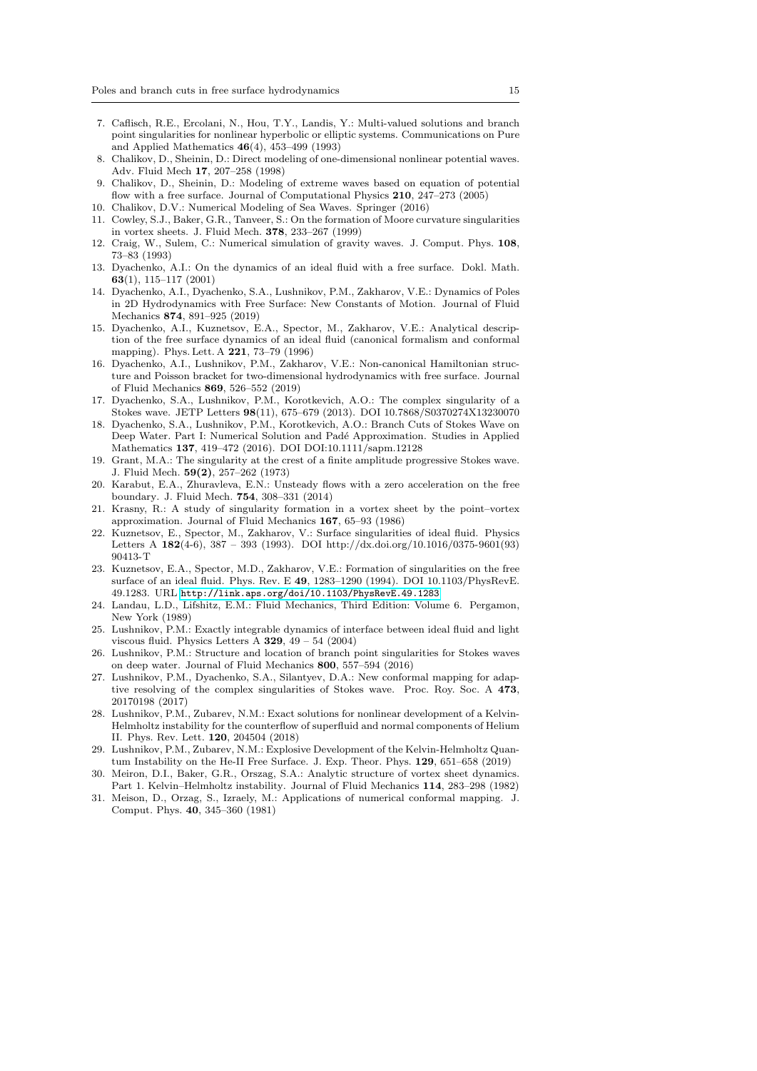7. Caflisch, R.E., Ercolani, N., Hou, T.Y., Landis, Y.: Multi-valued solutions and branch point singularities for nonlinear hyperbolic or elliptic systems. Communications on Pure and Applied Mathematics **46**(4), 453–499 (1993)
8. Chalikov, D., Sheinin, D.: Direct modeling of one-dimensional nonlinear potential waves. Adv. Fluid Mech **17**, 207–258 (1998)
9. Chalikov, D., Sheinin, D.: Modeling of extreme waves based on equation of potential flow with a free surface. Journal of Computational Physics **210**, 247–273 (2005)
10. Chalikov, D.V.: Numerical Modeling of Sea Waves. Springer (2016)
11. Cowley, S.J., Baker, G.R., Tanveer, S.: On the formation of Moore curvature singularities in vortex sheets. J. Fluid Mech. **378**, 233–267 (1999)
12. Craig, W., Sulem, C.: Numerical simulation of gravity waves. J. Comput. Phys. **108**, 73–83 (1993)
13. Dyachenko, A.I.: On the dynamics of an ideal fluid with a free surface. Dokl. Math. **63**(1), 115–117 (2001)
14. Dyachenko, A.I., Dyachenko, S.A., Lushnikov, P.M., Zakharov, V.E.: Dynamics of Poles in 2D Hydrodynamics with Free Surface: New Constants of Motion. Journal of Fluid Mechanics **874**, 891–925 (2019)
15. Dyachenko, A.I., Kuznetsov, E.A., Spector, M., Zakharov, V.E.: Analytical description of the free surface dynamics of an ideal fluid (canonical formalism and conformal mapping). Phys. Lett. A **221**, 73–79 (1996)
16. Dyachenko, A.I., Lushnikov, P.M., Zakharov, V.E.: Non-canonical Hamiltonian structure and Poisson bracket for two-dimensional hydrodynamics with free surface. Journal of Fluid Mechanics **869**, 526–552 (2019)
17. Dyachenko, S.A., Lushnikov, P.M., Korotkevich, A.O.: The complex singularity of a Stokes wave. JETP Letters **98**(11), 675–679 (2013). DOI 10.7868/S0370274X13230070
18. Dyachenko, S.A., Lushnikov, P.M., Korotkevich, A.O.: Branch Cuts of Stokes Wave on Deep Water. Part I: Numerical Solution and Padé Approximation. Studies in Applied Mathematics **137**, 419–472 (2016). DOI DOI:10.1111/sapm.12128
19. Grant, M.A.: The singularity at the crest of a finite amplitude progressive Stokes wave. J. Fluid Mech. **59(2)**, 257–262 (1973)
20. Karabut, E.A., Zhuravleva, E.N.: Unsteady flows with a zero acceleration on the free boundary. J. Fluid Mech. **754**, 308–331 (2014)
21. Krasny, R.: A study of singularity formation in a vortex sheet by the point–vortex approximation. Journal of Fluid Mechanics **167**, 65–93 (1986)
22. Kuznetsov, E., Spector, M., Zakharov, V.: Surface singularities of ideal fluid. Physics Letters A **182**(4-6), 387 – 393 (1993). DOI http://dx.doi.org/10.1016/0375-9601(93)90413-T
23. Kuznetsov, E.A., Spector, M.D., Zakharov, V.E.: Formation of singularities on the free surface of an ideal fluid. Phys. Rev. E **49**, 1283–1290 (1994). DOI 10.1103/PhysRevE.49.1283. URL http://link.aps.org/doi/10.1103/PhysRevE.49.1283
24. Landau, L.D., Lifshitz, E.M.: Fluid Mechanics, Third Edition: Volume 6. Pergamon, New York (1989)
25. Lushnikov, P.M.: Exactly integrable dynamics of interface between ideal fluid and light viscous fluid. Physics Letters A **329**, 49 – 54 (2004)
26. Lushnikov, P.M.: Structure and location of branch point singularities for Stokes waves on deep water. Journal of Fluid Mechanics **800**, 557–594 (2016)
27. Lushnikov, P.M., Dyachenko, S.A., Silantyev, D.A.: New conformal mapping for adaptive resolving of the complex singularities of Stokes wave. Proc. Roy. Soc. A **473**, 20170198 (2017)
28. Lushnikov, P.M., Zubarev, N.M.: Exact solutions for nonlinear development of a Kelvin-Helmholtz instability for the counterflow of superfluid and normal components of Helium II. Phys. Rev. Lett. **120**, 204504 (2018)
29. Lushnikov, P.M., Zubarev, N.M.: Explosive Development of the Kelvin-Helmholtz Quantum Instability on the He-II Free Surface. J. Exp. Theor. Phys. **129**, 651–658 (2019)
30. Meiron, D.I., Baker, G.R., Orszag, S.A.: Analytic structure of vortex sheet dynamics. Part 1. Kelvin–Helmholtz instability. Journal of Fluid Mechanics **114**, 283–298 (1982)
31. Meison, D., Orzag, S., Izraely, M.: Applications of numerical conformal mapping. J. Comput. Phys. **40**, 345–360 (1981)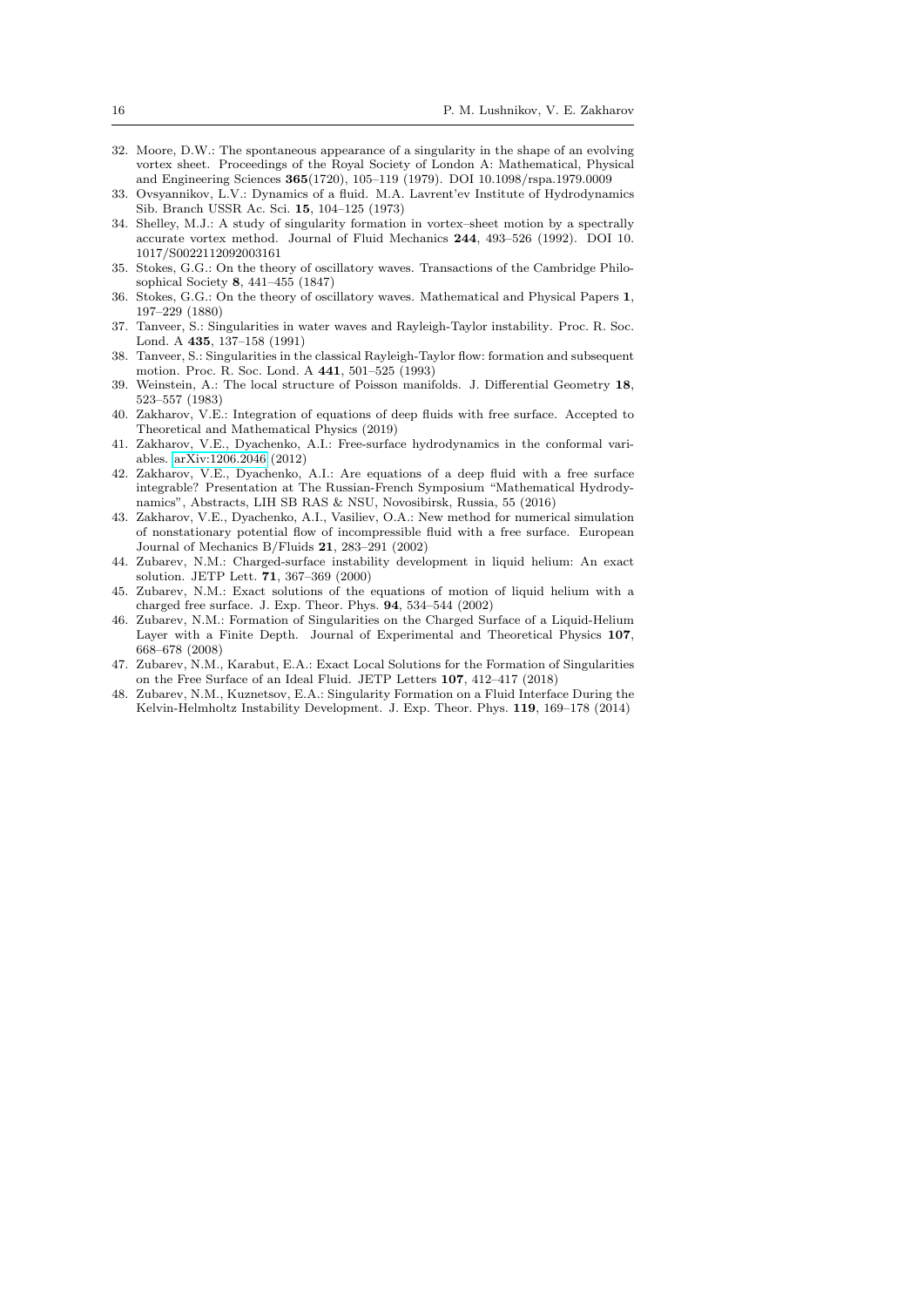32. Moore, D.W.: The spontaneous appearance of a singularity in the shape of an evolving vortex sheet. Proceedings of the Royal Society of London A: Mathematical, Physical and Engineering Sciences **365**(1720), 105–119 (1979). DOI 10.1098/rspa.1979.0009
33. Ovsyannikov, L.V.: Dynamics of a fluid. M.A. Lavrent'ev Institute of Hydrodynamics Sib. Branch USSR Ac. Sci. **15**, 104–125 (1973)
34. Shelley, M.J.: A study of singularity formation in vortex–sheet motion by a spectrally accurate vortex method. Journal of Fluid Mechanics **244**, 493–526 (1992). DOI 10.1017/S0022112092003161
35. Stokes, G.G.: On the theory of oscillatory waves. Transactions of the Cambridge Philosophical Society **8**, 441–455 (1847)
36. Stokes, G.G.: On the theory of oscillatory waves. Mathematical and Physical Papers **1**, 197–229 (1880)
37. Tanveer, S.: Singularities in water waves and Rayleigh-Taylor instability. Proc. R. Soc. Lond. A **435**, 137–158 (1991)
38. Tanveer, S.: Singularities in the classical Rayleigh-Taylor flow: formation and subsequent motion. Proc. R. Soc. Lond. A **441**, 501–525 (1993)
39. Weinstein, A.: The local structure of Poisson manifolds. J. Differential Geometry **18**, 523–557 (1983)
40. Zakharov, V.E.: Integration of equations of deep fluids with free surface. Accepted to Theoretical and Mathematical Physics (2019)
41. Zakharov, V.E., Dyachenko, A.I.: Free-surface hydrodynamics in the conformal variables. arXiv:1206.2046 (2012)
42. Zakharov, V.E., Dyachenko, A.I.: Are equations of a deep fluid with a free surface integrable? Presentation at The Russian-French Symposium "Mathematical Hydrodynamics", Abstracts, LIH SB RAS & NSU, Novosibirsk, Russia, 55 (2016)
43. Zakharov, V.E., Dyachenko, A.I., Vasiliev, O.A.: New method for numerical simulation of nonstationary potential flow of incompressible fluid with a free surface. European Journal of Mechanics B/Fluids **21**, 283–291 (2002)
44. Zubarev, N.M.: Charged-surface instability development in liquid helium: An exact solution. JETP Lett. **71**, 367–369 (2000)
45. Zubarev, N.M.: Exact solutions of the equations of motion of liquid helium with a charged free surface. J. Exp. Theor. Phys. **94**, 534–544 (2002)
46. Zubarev, N.M.: Formation of Singularities on the Charged Surface of a Liquid-Helium Layer with a Finite Depth. Journal of Experimental and Theoretical Physics **107**, 668–678 (2008)
47. Zubarev, N.M., Karabut, E.A.: Exact Local Solutions for the Formation of Singularities on the Free Surface of an Ideal Fluid. JETP Letters **107**, 412–417 (2018)
48. Zubarev, N.M., Kuznetsov, E.A.: Singularity Formation on a Fluid Interface During the Kelvin-Helmholtz Instability Development. J. Exp. Theor. Phys. **119**, 169–178 (2014)